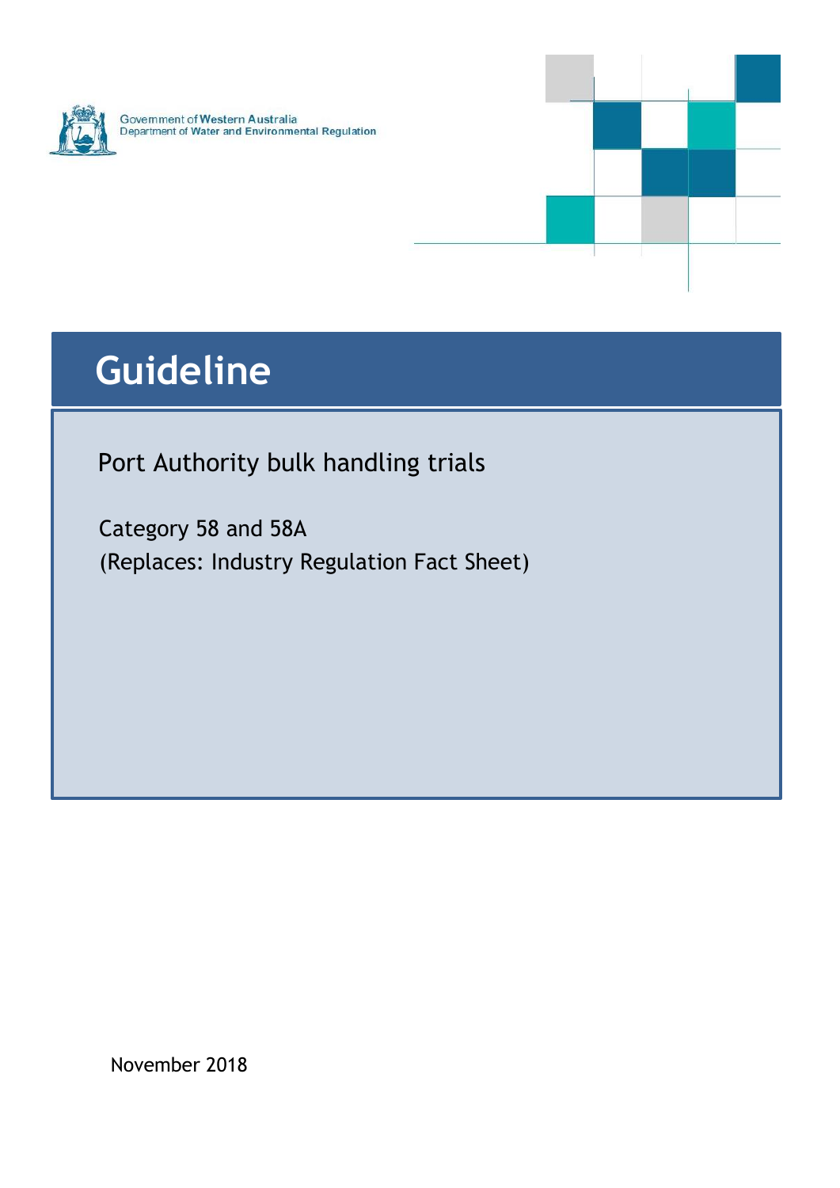Government of Western Australia
Department of Water and Environmental Regulation

# Guideline

Port Authority bulk handling trials

Category 58 and 58A
(Replaces: Industry Regulation Fact Sheet)

November 2018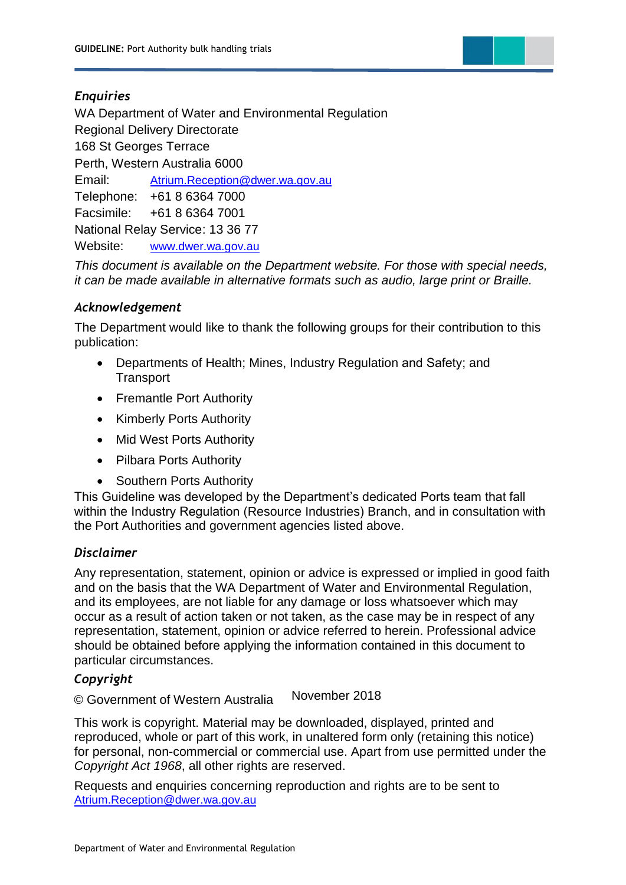### *Enquiries*

WA Department of Water and Environmental Regulation
Regional Delivery Directorate
168 St Georges Terrace
Perth, Western Australia 6000
Email: Atrium.Reception@dwer.wa.gov.au
Telephone: +61 8 6364 7000
Facsimile: +61 8 6364 7001
National Relay Service: 13 36 77
Website: www.dwer.wa.gov.au

*This document is available on the Department website. For those with special needs, it can be made available in alternative formats such as audio, large print or Braille.*

### *Acknowledgement*

The Department would like to thank the following groups for their contribution to this publication:

- Departments of Health; Mines, Industry Regulation and Safety; and Transport
- Fremantle Port Authority
- Kimberly Ports Authority
- Mid West Ports Authority
- Pilbara Ports Authority
- Southern Ports Authority

This Guideline was developed by the Department's dedicated Ports team that fall within the Industry Regulation (Resource Industries) Branch, and in consultation with the Port Authorities and government agencies listed above.

### *Disclaimer*

Any representation, statement, opinion or advice is expressed or implied in good faith and on the basis that the WA Department of Water and Environmental Regulation, and its employees, are not liable for any damage or loss whatsoever which may occur as a result of action taken or not taken, as the case may be in respect of any representation, statement, opinion or advice referred to herein. Professional advice should be obtained before applying the information contained in this document to particular circumstances.

### *Copyright*

© Government of Western Australia November 2018

This work is copyright. Material may be downloaded, displayed, printed and reproduced, whole or part of this work, in unaltered form only (retaining this notice) for personal, non-commercial or commercial use. Apart from use permitted under the *Copyright Act 1968*, all other rights are reserved.

Requests and enquiries concerning reproduction and rights are to be sent to Atrium.Reception@dwer.wa.gov.au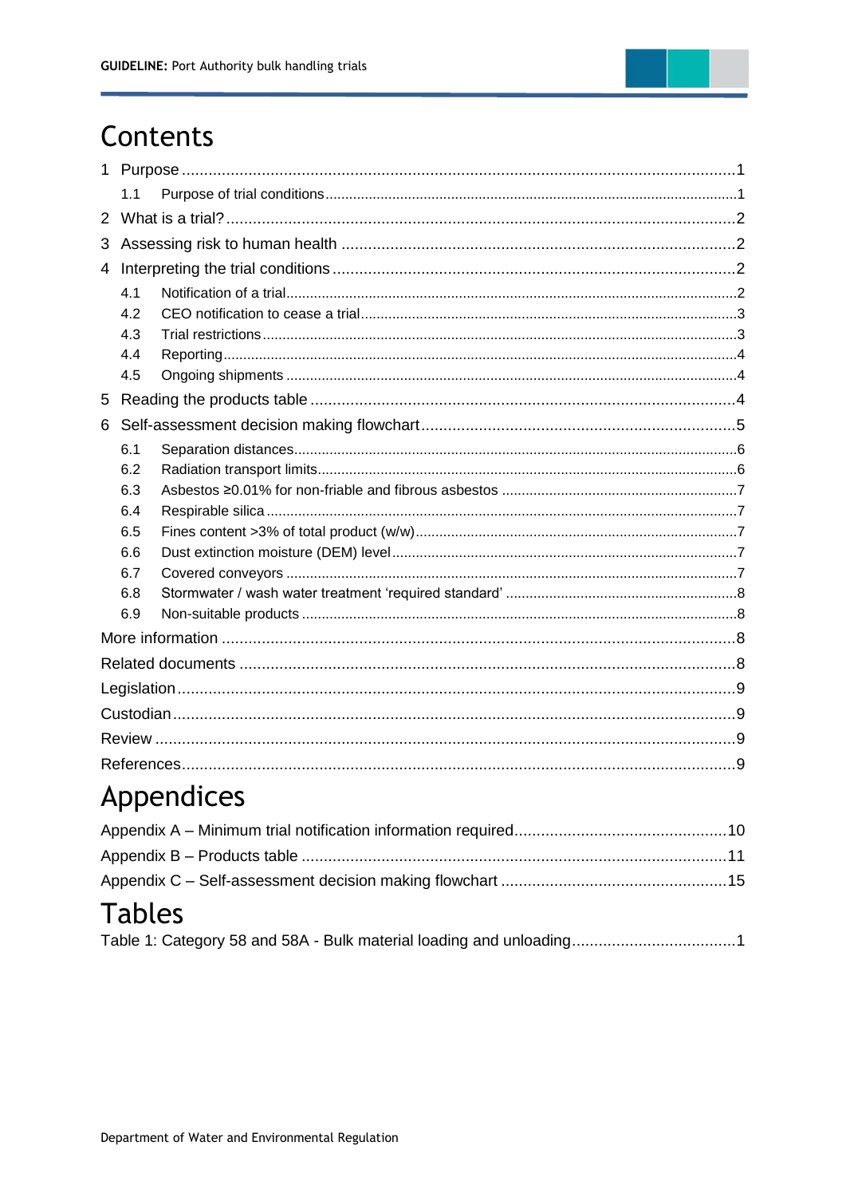# Contents

1 Purpose .....1

1.1 Purpose of trial conditions .....1

2 What is a trial? .....2

3 Assessing risk to human health .....2

4 Interpreting the trial conditions .....2

4.1 Notification of a trial .....2

4.2 CEO notification to cease a trial .....3

4.3 Trial restrictions .....3

4.4 Reporting .....4

4.5 Ongoing shipments .....4

5 Reading the products table .....4

6 Self-assessment decision making flowchart .....5

6.1 Separation distances .....6

6.2 Radiation transport limits .....6

6.3 Asbestos ≥0.01% for non-friable and fibrous asbestos .....7

6.4 Respirable silica .....7

6.5 Fines content >3% of total product (w/w) .....7

6.6 Dust extinction moisture (DEM) level .....7

6.7 Covered conveyors .....7

6.8 Stormwater / wash water treatment 'required standard' .....8

6.9 Non-suitable products .....8

More information .....8

Related documents .....8

Legislation .....9

Custodian .....9

Review .....9

References .....9

# Appendices

Appendix A – Minimum trial notification information required .....10

Appendix B – Products table .....11

Appendix C – Self-assessment decision making flowchart .....15

# Tables

Table 1: Category 58 and 58A - Bulk material loading and unloading .....1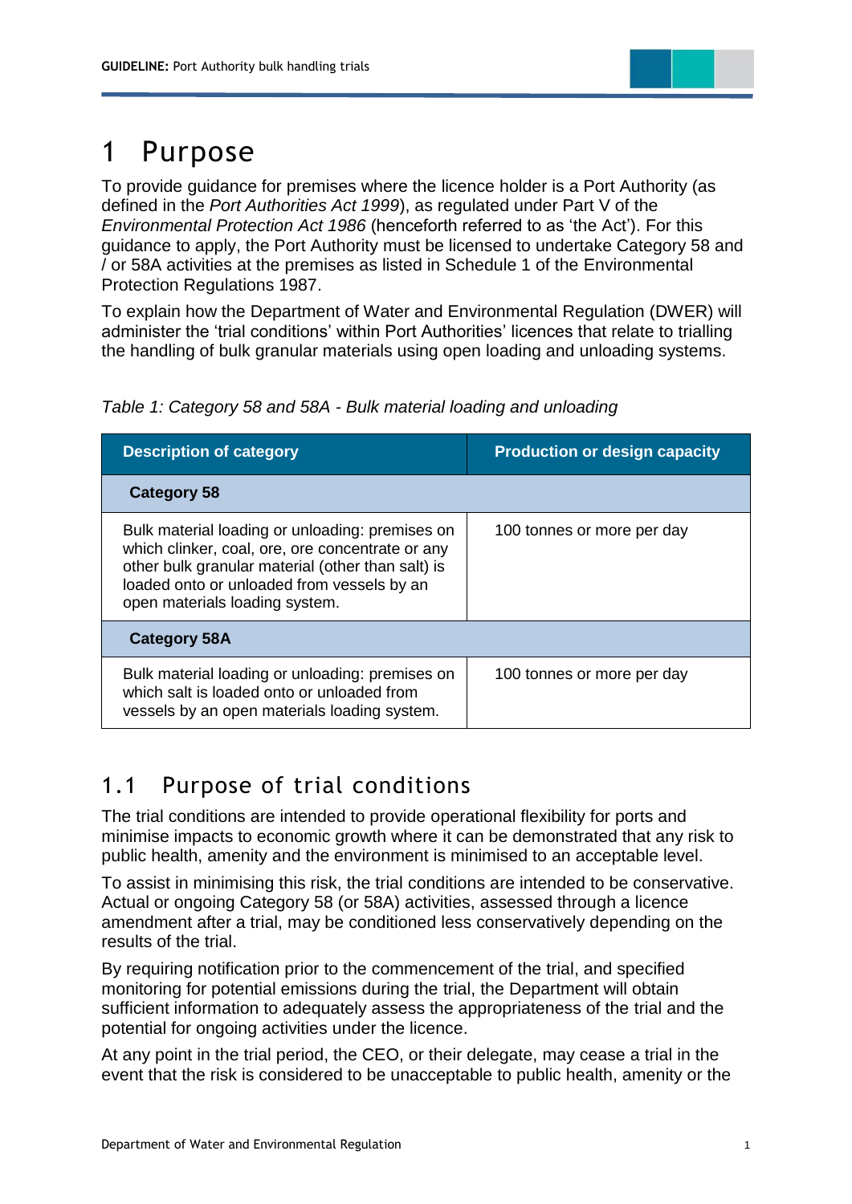# 1 Purpose

To provide guidance for premises where the licence holder is a Port Authority (as defined in the *Port Authorities Act 1999*), as regulated under Part V of the *Environmental Protection Act 1986* (henceforth referred to as 'the Act'). For this guidance to apply, the Port Authority must be licensed to undertake Category 58 and / or 58A activities at the premises as listed in Schedule 1 of the Environmental Protection Regulations 1987.

To explain how the Department of Water and Environmental Regulation (DWER) will administer the 'trial conditions' within Port Authorities' licences that relate to trialling the handling of bulk granular materials using open loading and unloading systems.

*Table 1: Category 58 and 58A - Bulk material loading and unloading*

| Description of category | Production or design capacity |
|---|---|
| **Category 58** | |
| Bulk material loading or unloading: premises on which clinker, coal, ore, ore concentrate or any other bulk granular material (other than salt) is loaded onto or unloaded from vessels by an open materials loading system. | 100 tonnes or more per day |
| **Category 58A** | |
| Bulk material loading or unloading: premises on which salt is loaded onto or unloaded from vessels by an open materials loading system. | 100 tonnes or more per day |

## 1.1 Purpose of trial conditions

The trial conditions are intended to provide operational flexibility for ports and minimise impacts to economic growth where it can be demonstrated that any risk to public health, amenity and the environment is minimised to an acceptable level.

To assist in minimising this risk, the trial conditions are intended to be conservative. Actual or ongoing Category 58 (or 58A) activities, assessed through a licence amendment after a trial, may be conditioned less conservatively depending on the results of the trial.

By requiring notification prior to the commencement of the trial, and specified monitoring for potential emissions during the trial, the Department will obtain sufficient information to adequately assess the appropriateness of the trial and the potential for ongoing activities under the licence.

At any point in the trial period, the CEO, or their delegate, may cease a trial in the event that the risk is considered to be unacceptable to public health, amenity or the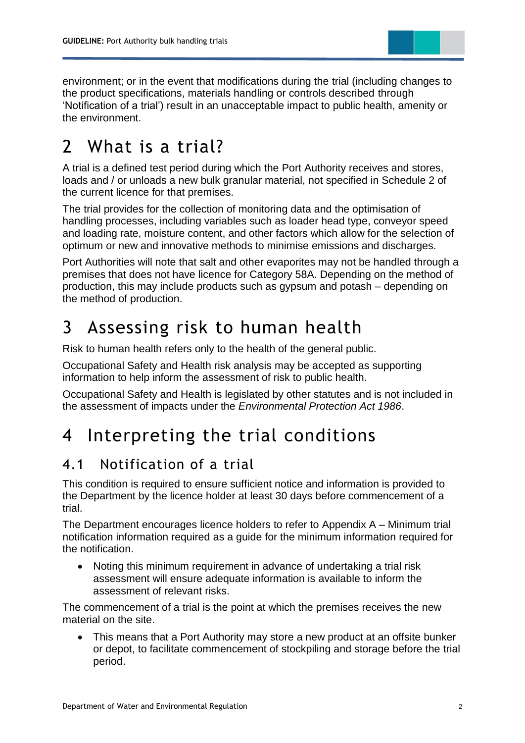environment; or in the event that modifications during the trial (including changes to the product specifications, materials handling or controls described through 'Notification of a trial') result in an unacceptable impact to public health, amenity or the environment.

# 2 What is a trial?

A trial is a defined test period during which the Port Authority receives and stores, loads and / or unloads a new bulk granular material, not specified in Schedule 2 of the current licence for that premises.

The trial provides for the collection of monitoring data and the optimisation of handling processes, including variables such as loader head type, conveyor speed and loading rate, moisture content, and other factors which allow for the selection of optimum or new and innovative methods to minimise emissions and discharges.

Port Authorities will note that salt and other evaporites may not be handled through a premises that does not have licence for Category 58A. Depending on the method of production, this may include products such as gypsum and potash – depending on the method of production.

# 3 Assessing risk to human health

Risk to human health refers only to the health of the general public.

Occupational Safety and Health risk analysis may be accepted as supporting information to help inform the assessment of risk to public health.

Occupational Safety and Health is legislated by other statutes and is not included in the assessment of impacts under the *Environmental Protection Act 1986*.

# 4 Interpreting the trial conditions

## 4.1 Notification of a trial

This condition is required to ensure sufficient notice and information is provided to the Department by the licence holder at least 30 days before commencement of a trial.

The Department encourages licence holders to refer to Appendix A – Minimum trial notification information required as a guide for the minimum information required for the notification.

- Noting this minimum requirement in advance of undertaking a trial risk assessment will ensure adequate information is available to inform the assessment of relevant risks.

The commencement of a trial is the point at which the premises receives the new material on the site.

- This means that a Port Authority may store a new product at an offsite bunker or depot, to facilitate commencement of stockpiling and storage before the trial period.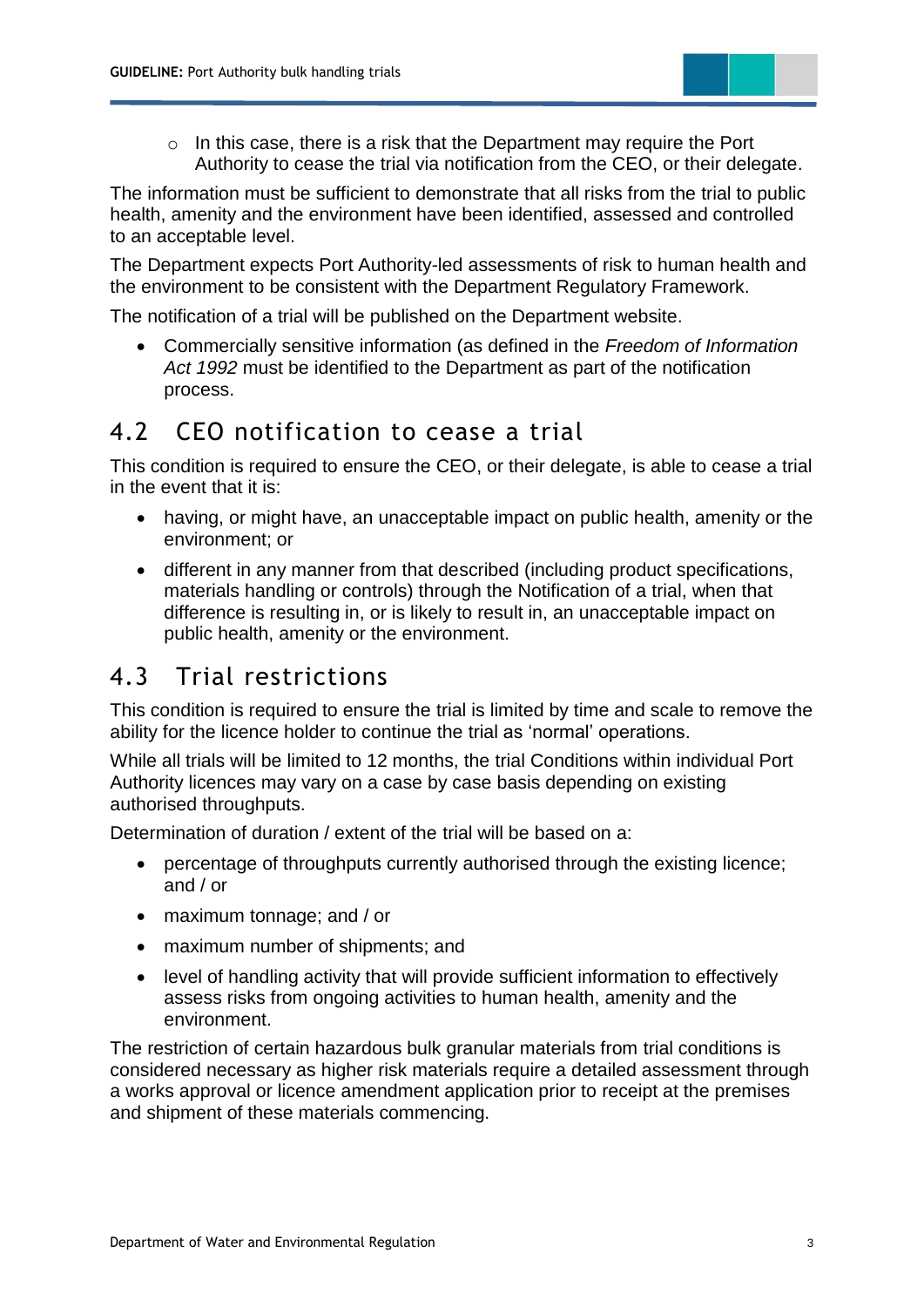- In this case, there is a risk that the Department may require the Port Authority to cease the trial via notification from the CEO, or their delegate.

The information must be sufficient to demonstrate that all risks from the trial to public health, amenity and the environment have been identified, assessed and controlled to an acceptable level.

The Department expects Port Authority-led assessments of risk to human health and the environment to be consistent with the Department Regulatory Framework.

The notification of a trial will be published on the Department website.

- Commercially sensitive information (as defined in the *Freedom of Information Act 1992* must be identified to the Department as part of the notification process.

## 4.2 CEO notification to cease a trial

This condition is required to ensure the CEO, or their delegate, is able to cease a trial in the event that it is:

- having, or might have, an unacceptable impact on public health, amenity or the environment; or
- different in any manner from that described (including product specifications, materials handling or controls) through the Notification of a trial, when that difference is resulting in, or is likely to result in, an unacceptable impact on public health, amenity or the environment.

## 4.3 Trial restrictions

This condition is required to ensure the trial is limited by time and scale to remove the ability for the licence holder to continue the trial as 'normal' operations.

While all trials will be limited to 12 months, the trial Conditions within individual Port Authority licences may vary on a case by case basis depending on existing authorised throughputs.

Determination of duration / extent of the trial will be based on a:

- percentage of throughputs currently authorised through the existing licence; and / or
- maximum tonnage; and / or
- maximum number of shipments; and
- level of handling activity that will provide sufficient information to effectively assess risks from ongoing activities to human health, amenity and the environment.

The restriction of certain hazardous bulk granular materials from trial conditions is considered necessary as higher risk materials require a detailed assessment through a works approval or licence amendment application prior to receipt at the premises and shipment of these materials commencing.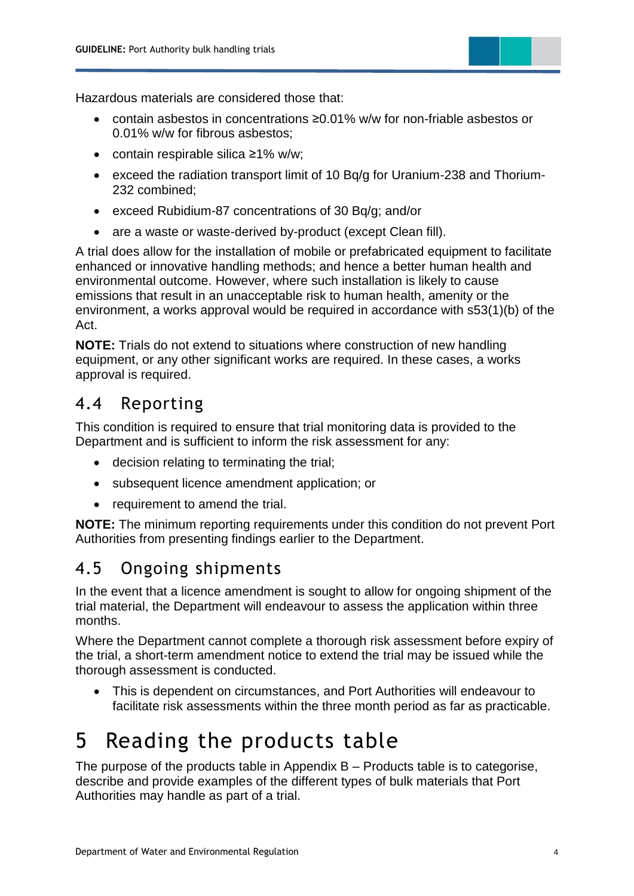Hazardous materials are considered those that:

- contain asbestos in concentrations ≥0.01% w/w for non-friable asbestos or 0.01% w/w for fibrous asbestos;
- contain respirable silica ≥1% w/w;
- exceed the radiation transport limit of 10 Bq/g for Uranium-238 and Thorium-232 combined;
- exceed Rubidium-87 concentrations of 30 Bq/g; and/or
- are a waste or waste-derived by-product (except Clean fill).

A trial does allow for the installation of mobile or prefabricated equipment to facilitate enhanced or innovative handling methods; and hence a better human health and environmental outcome. However, where such installation is likely to cause emissions that result in an unacceptable risk to human health, amenity or the environment, a works approval would be required in accordance with s53(1)(b) of the Act.

**NOTE:** Trials do not extend to situations where construction of new handling equipment, or any other significant works are required. In these cases, a works approval is required.

## 4.4 Reporting

This condition is required to ensure that trial monitoring data is provided to the Department and is sufficient to inform the risk assessment for any:

- decision relating to terminating the trial;
- subsequent licence amendment application; or
- requirement to amend the trial.

**NOTE:** The minimum reporting requirements under this condition do not prevent Port Authorities from presenting findings earlier to the Department.

## 4.5 Ongoing shipments

In the event that a licence amendment is sought to allow for ongoing shipment of the trial material, the Department will endeavour to assess the application within three months.

Where the Department cannot complete a thorough risk assessment before expiry of the trial, a short-term amendment notice to extend the trial may be issued while the thorough assessment is conducted.

- This is dependent on circumstances, and Port Authorities will endeavour to facilitate risk assessments within the three month period as far as practicable.

# 5 Reading the products table

The purpose of the products table in Appendix B – Products table is to categorise, describe and provide examples of the different types of bulk materials that Port Authorities may handle as part of a trial.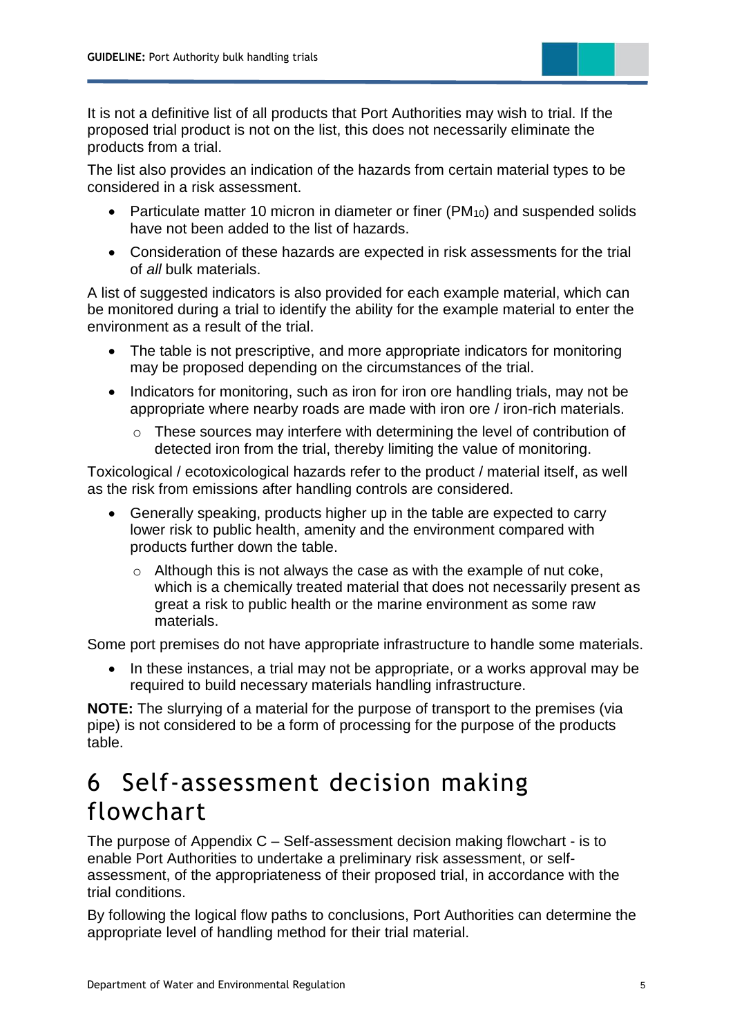It is not a definitive list of all products that Port Authorities may wish to trial. If the proposed trial product is not on the list, this does not necessarily eliminate the products from a trial.

The list also provides an indication of the hazards from certain material types to be considered in a risk assessment.

- Particulate matter 10 micron in diameter or finer ($PM_{10}$) and suspended solids have not been added to the list of hazards.
- Consideration of these hazards are expected in risk assessments for the trial of *all* bulk materials.

A list of suggested indicators is also provided for each example material, which can be monitored during a trial to identify the ability for the example material to enter the environment as a result of the trial.

- The table is not prescriptive, and more appropriate indicators for monitoring may be proposed depending on the circumstances of the trial.
- Indicators for monitoring, such as iron for iron ore handling trials, may not be appropriate where nearby roads are made with iron ore / iron-rich materials.
    - These sources may interfere with determining the level of contribution of detected iron from the trial, thereby limiting the value of monitoring.

Toxicological / ecotoxicological hazards refer to the product / material itself, as well as the risk from emissions after handling controls are considered.

- Generally speaking, products higher up in the table are expected to carry lower risk to public health, amenity and the environment compared with products further down the table.
    - Although this is not always the case as with the example of nut coke, which is a chemically treated material that does not necessarily present as great a risk to public health or the marine environment as some raw materials.

Some port premises do not have appropriate infrastructure to handle some materials.

- In these instances, a trial may not be appropriate, or a works approval may be required to build necessary materials handling infrastructure.

**NOTE:** The slurrying of a material for the purpose of transport to the premises (via pipe) is not considered to be a form of processing for the purpose of the products table.

# 6 Self-assessment decision making flowchart

The purpose of Appendix C – Self-assessment decision making flowchart - is to enable Port Authorities to undertake a preliminary risk assessment, or self-assessment, of the appropriateness of their proposed trial, in accordance with the trial conditions.

By following the logical flow paths to conclusions, Port Authorities can determine the appropriate level of handling method for their trial material.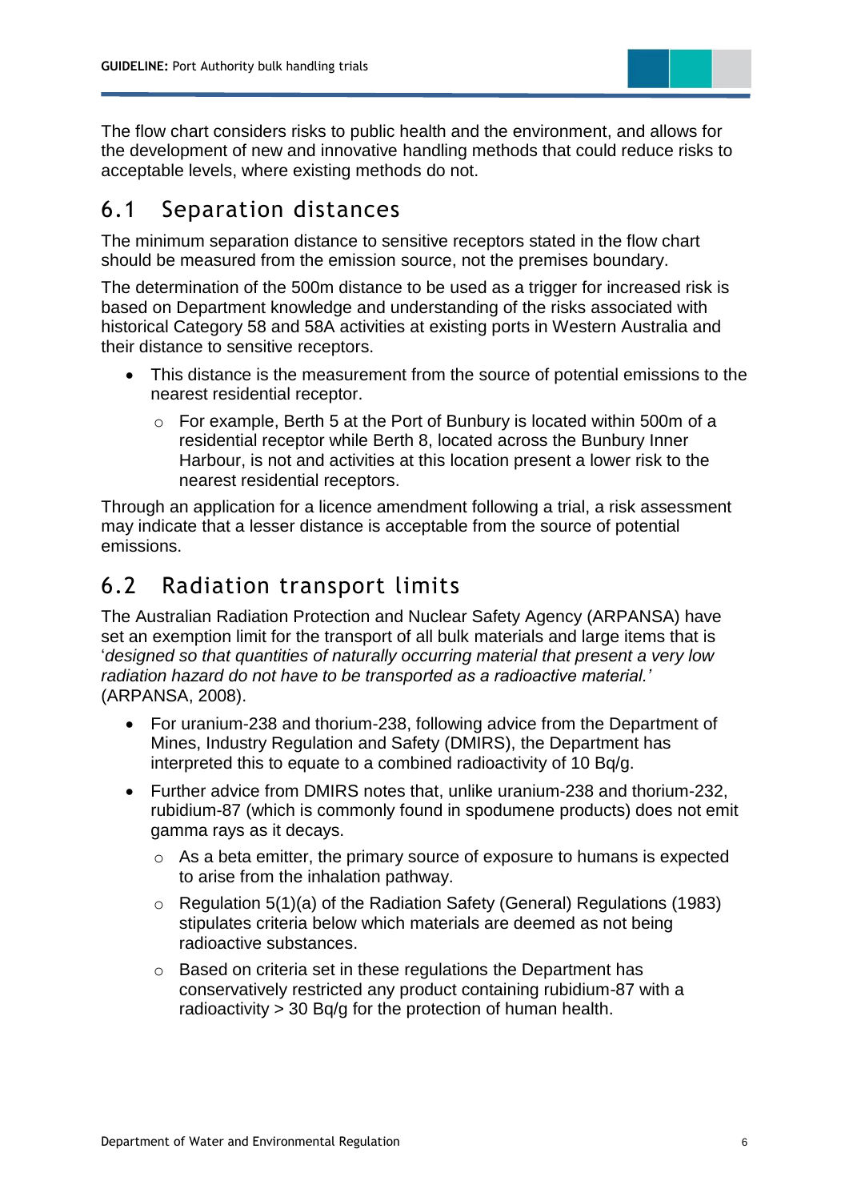The flow chart considers risks to public health and the environment, and allows for the development of new and innovative handling methods that could reduce risks to acceptable levels, where existing methods do not.

## 6.1 Separation distances

The minimum separation distance to sensitive receptors stated in the flow chart should be measured from the emission source, not the premises boundary.

The determination of the 500m distance to be used as a trigger for increased risk is based on Department knowledge and understanding of the risks associated with historical Category 58 and 58A activities at existing ports in Western Australia and their distance to sensitive receptors.

- This distance is the measurement from the source of potential emissions to the nearest residential receptor.
  - For example, Berth 5 at the Port of Bunbury is located within 500m of a residential receptor while Berth 8, located across the Bunbury Inner Harbour, is not and activities at this location present a lower risk to the nearest residential receptors.

Through an application for a licence amendment following a trial, a risk assessment may indicate that a lesser distance is acceptable from the source of potential emissions.

## 6.2 Radiation transport limits

The Australian Radiation Protection and Nuclear Safety Agency (ARPANSA) have set an exemption limit for the transport of all bulk materials and large items that is '*designed so that quantities of naturally occurring material that present a very low radiation hazard do not have to be transported as a radioactive material.'* (ARPANSA, 2008).

- For uranium-238 and thorium-238, following advice from the Department of Mines, Industry Regulation and Safety (DMIRS), the Department has interpreted this to equate to a combined radioactivity of 10 Bq/g.
- Further advice from DMIRS notes that, unlike uranium-238 and thorium-232, rubidium-87 (which is commonly found in spodumene products) does not emit gamma rays as it decays.
  - As a beta emitter, the primary source of exposure to humans is expected to arise from the inhalation pathway.
  - Regulation 5(1)(a) of the Radiation Safety (General) Regulations (1983) stipulates criteria below which materials are deemed as not being radioactive substances.
  - Based on criteria set in these regulations the Department has conservatively restricted any product containing rubidium-87 with a radioactivity > 30 Bq/g for the protection of human health.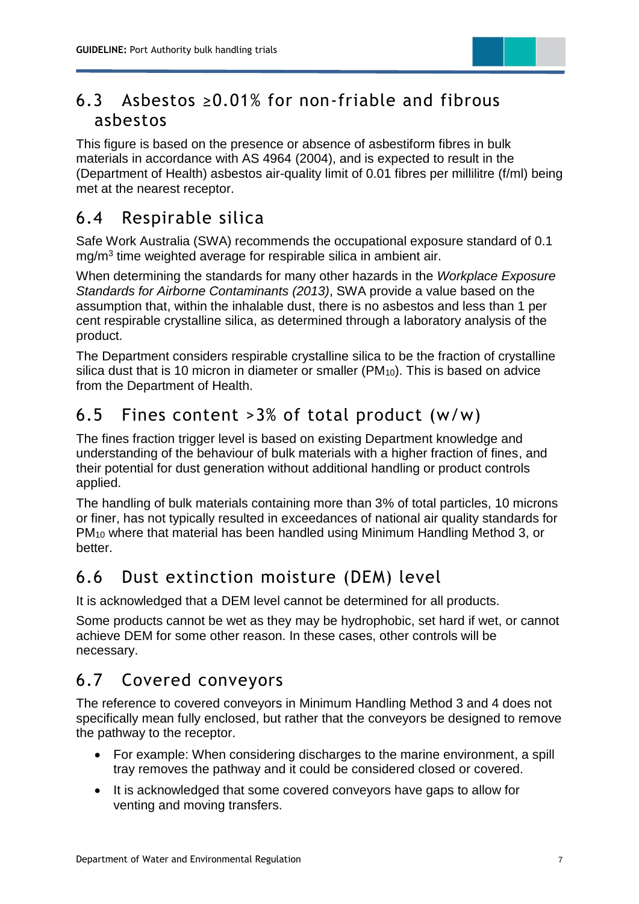## 6.3 Asbestos ≥0.01% for non-friable and fibrous asbestos

This figure is based on the presence or absence of asbestiform fibres in bulk materials in accordance with AS 4964 (2004), and is expected to result in the (Department of Health) asbestos air-quality limit of 0.01 fibres per millilitre (f/ml) being met at the nearest receptor.

## 6.4 Respirable silica

Safe Work Australia (SWA) recommends the occupational exposure standard of 0.1 $mg/m^3$ time weighted average for respirable silica in ambient air.

When determining the standards for many other hazards in the *Workplace Exposure Standards for Airborne Contaminants (2013)*, SWA provide a value based on the assumption that, within the inhalable dust, there is no asbestos and less than 1 per cent respirable crystalline silica, as determined through a laboratory analysis of the product.

The Department considers respirable crystalline silica to be the fraction of crystalline silica dust that is 10 micron in diameter or smaller ($PM_{10}$). This is based on advice from the Department of Health.

## 6.5 Fines content >3% of total product (w/w)

The fines fraction trigger level is based on existing Department knowledge and understanding of the behaviour of bulk materials with a higher fraction of fines, and their potential for dust generation without additional handling or product controls applied.

The handling of bulk materials containing more than 3% of total particles, 10 microns or finer, has not typically resulted in exceedances of national air quality standards for $PM_{10}$ where that material has been handled using Minimum Handling Method 3, or better.

## 6.6 Dust extinction moisture (DEM) level

It is acknowledged that a DEM level cannot be determined for all products.

Some products cannot be wet as they may be hydrophobic, set hard if wet, or cannot achieve DEM for some other reason. In these cases, other controls will be necessary.

## 6.7 Covered conveyors

The reference to covered conveyors in Minimum Handling Method 3 and 4 does not specifically mean fully enclosed, but rather that the conveyors be designed to remove the pathway to the receptor.

- For example: When considering discharges to the marine environment, a spill tray removes the pathway and it could be considered closed or covered.
- It is acknowledged that some covered conveyors have gaps to allow for venting and moving transfers.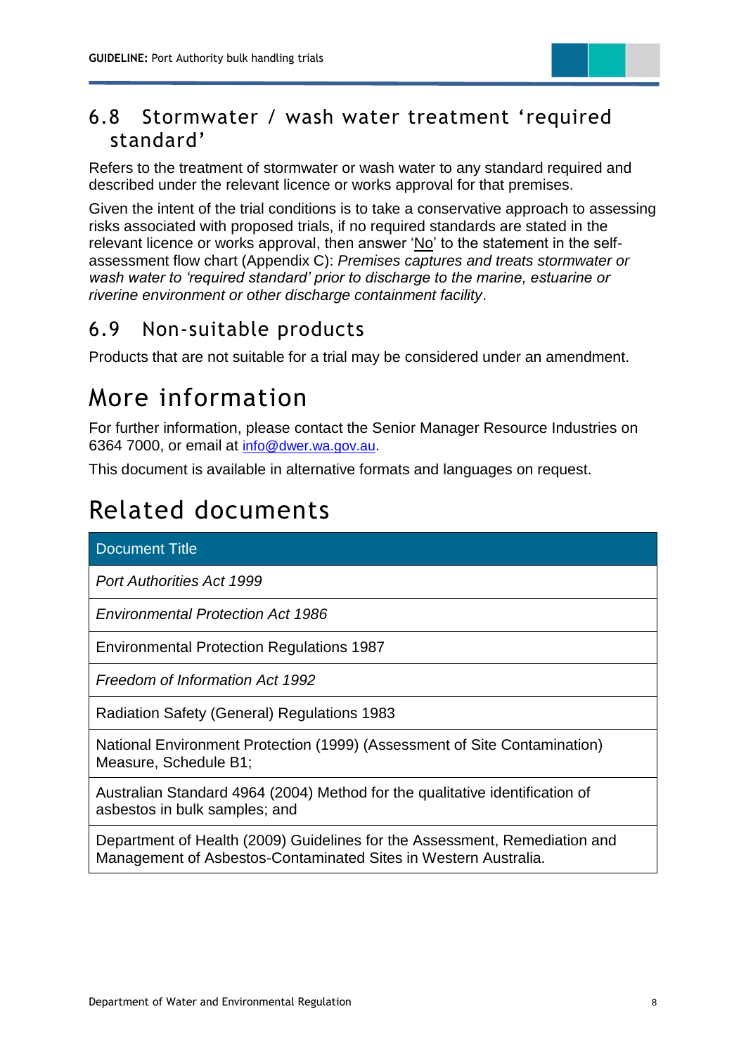## 6.8 Stormwater / wash water treatment 'required standard'

Refers to the treatment of stormwater or wash water to any standard required and described under the relevant licence or works approval for that premises.

Given the intent of the trial conditions is to take a conservative approach to assessing risks associated with proposed trials, if no required standards are stated in the relevant licence or works approval, then answer 'No' to the statement in the self-assessment flow chart (Appendix C): *Premises captures and treats stormwater or wash water to 'required standard' prior to discharge to the marine, estuarine or riverine environment or other discharge containment facility*.

## 6.9 Non-suitable products

Products that are not suitable for a trial may be considered under an amendment.

# More information

For further information, please contact the Senior Manager Resource Industries on 6364 7000, or email at info@dwer.wa.gov.au.

This document is available in alternative formats and languages on request.

# Related documents

| Document Title |
| --- |
| *Port Authorities Act 1999* |
| *Environmental Protection Act 1986* |
| Environmental Protection Regulations 1987 |
| *Freedom of Information Act 1992* |
| Radiation Safety (General) Regulations 1983 |
| National Environment Protection (1999) (Assessment of Site Contamination) Measure, Schedule B1; |
| Australian Standard 4964 (2004) Method for the qualitative identification of asbestos in bulk samples; and |
| Department of Health (2009) Guidelines for the Assessment, Remediation and Management of Asbestos-Contaminated Sites in Western Australia. |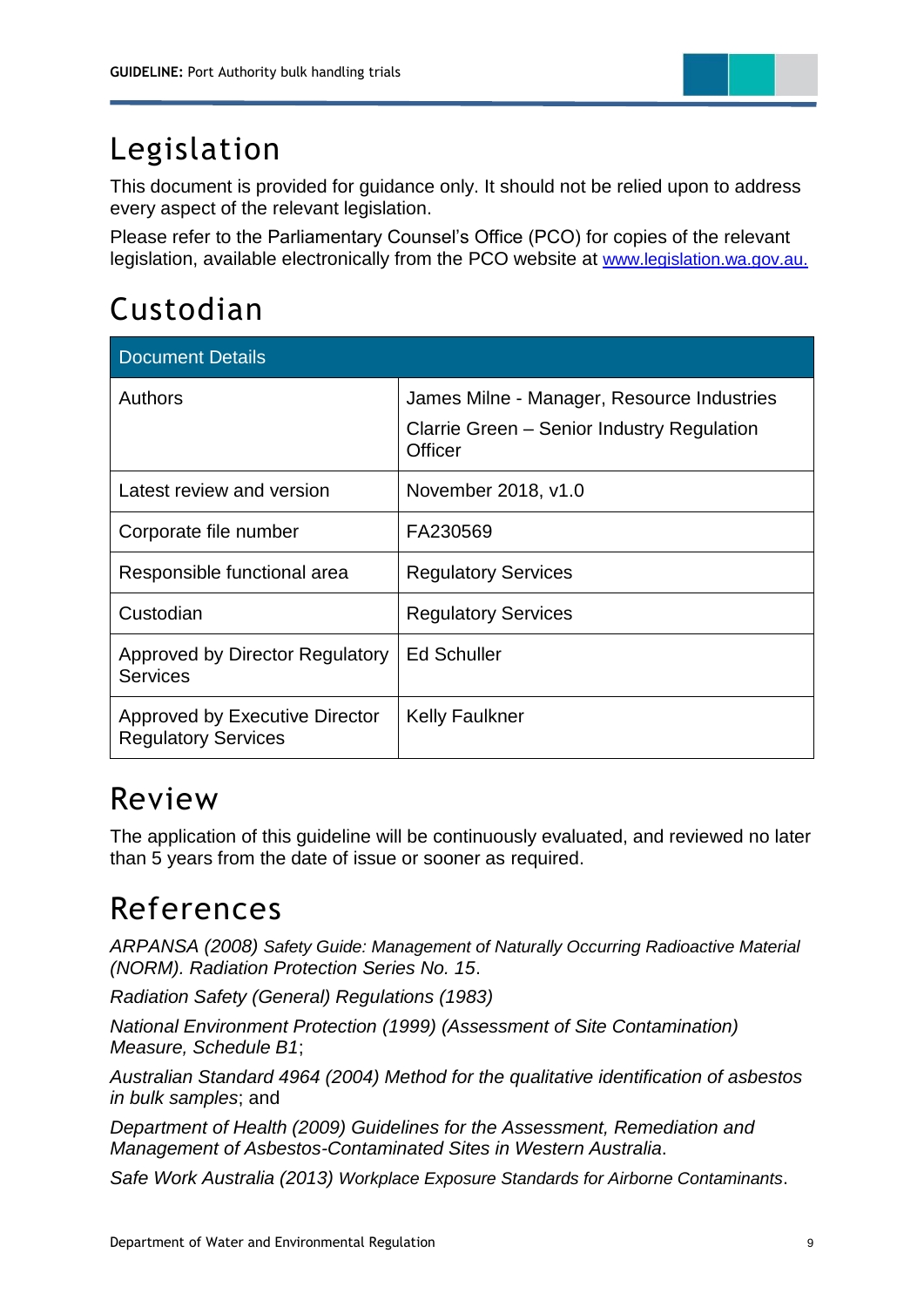# Legislation

This document is provided for guidance only. It should not be relied upon to address every aspect of the relevant legislation.

Please refer to the Parliamentary Counsel's Office (PCO) for copies of the relevant legislation, available electronically from the PCO website at www.legislation.wa.gov.au.

# Custodian

| Document Details | |
|---|---|
| Authors | James Milne - Manager, Resource Industries<br>Clarrie Green – Senior Industry Regulation Officer |
| Latest review and version | November 2018, v1.0 |
| Corporate file number | FA230569 |
| Responsible functional area | Regulatory Services |
| Custodian | Regulatory Services |
| Approved by Director Regulatory Services | Ed Schuller |
| Approved by Executive Director Regulatory Services | Kelly Faulkner |

# Review

The application of this guideline will be continuously evaluated, and reviewed no later than 5 years from the date of issue or sooner as required.

# References

*ARPANSA (2008) Safety Guide: Management of Naturally Occurring Radioactive Material (NORM). Radiation Protection Series No. 15*.

*Radiation Safety (General) Regulations (1983)*

*National Environment Protection (1999) (Assessment of Site Contamination) Measure, Schedule B1*;

*Australian Standard 4964 (2004) Method for the qualitative identification of asbestos in bulk samples*; and

*Department of Health (2009) Guidelines for the Assessment, Remediation and Management of Asbestos-Contaminated Sites in Western Australia*.

*Safe Work Australia (2013) Workplace Exposure Standards for Airborne Contaminants*.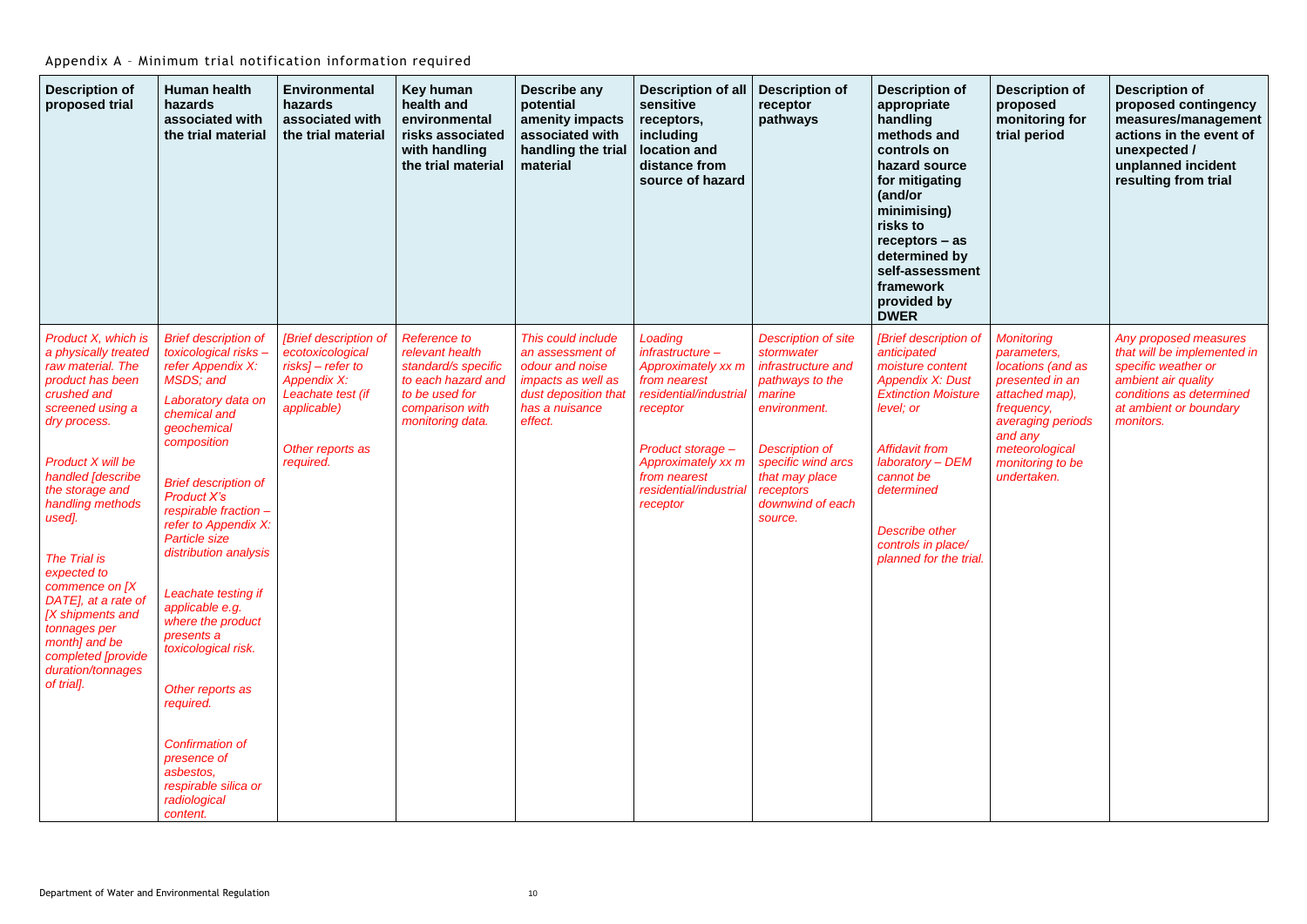Appendix A – Minimum trial notification information required

| Description of proposed trial | Human health hazards associated with the trial material | Environmental hazards associated with the trial material | Key human health and environmental risks associated with handling the trial material | Describe any potential amenity impacts associated with handling the trial material | Description of all sensitive receptors, including location and distance from source of hazard | Description of receptor pathways | Description of appropriate handling methods and controls on hazard source for mitigating (and/or minimising) risks to receptors – as determined by self-assessment framework provided by DWER | Description of proposed monitoring for trial period | Description of proposed contingency measures/management actions in the event of unexpected / unplanned incident resulting from trial |
|---|---|---|---|---|---|---|---|---|---|
| *Product X, which is a physically treated raw material. The product has been crushed and screened using a dry process.*<br><br>*Product X will be handled [describe the storage and handling methods used].*<br><br>*The Trial is expected to commence on [X DATE], at a rate of [X shipments and tonnages per month] and be completed [provide duration/tonnages of trial].* | *Brief description of toxicological risks – refer Appendix X: MSDS; and*<br><br>*Laboratory data on chemical and geochemical composition*<br><br>*Brief description of Product X's respirable fraction – refer to Appendix X: Particle size distribution analysis*<br><br>*Leachate testing if applicable e.g. where the product presents a toxicological risk.*<br><br>*Other reports as required.*<br><br>*Confirmation of presence of asbestos, respirable silica or radiological content.* | *[Brief description of ecotoxicological risks] – refer to Appendix X: Leachate test (if applicable)*<br><br>*Other reports as required.* | *Reference to relevant health standard/s specific to each hazard and to be used for comparison with monitoring data.* | *This could include an assessment of odour and noise impacts as well as dust deposition that has a nuisance effect.* | *Loading infrastructure – Approximately xx m from nearest residential/industrial receptor*<br><br>*Product storage – Approximately xx m from nearest residential/industrial receptor* | *Description of site stormwater infrastructure and pathways to the marine environment.*<br><br>*Description of specific wind arcs that may place receptors downwind of each source.* | *[Brief description of anticipated moisture content Appendix X: Dust Extinction Moisture level; or*<br><br>*Affidavit from laboratory – DEM cannot be determined*<br><br>*Describe other controls in place/ planned for the trial.* | *Monitoring parameters, locations (and as presented in an attached map), frequency, averaging periods and any meteorological monitoring to be undertaken.* | *Any proposed measures that will be implemented in specific weather or ambient air quality conditions as determined at ambient or boundary monitors.* |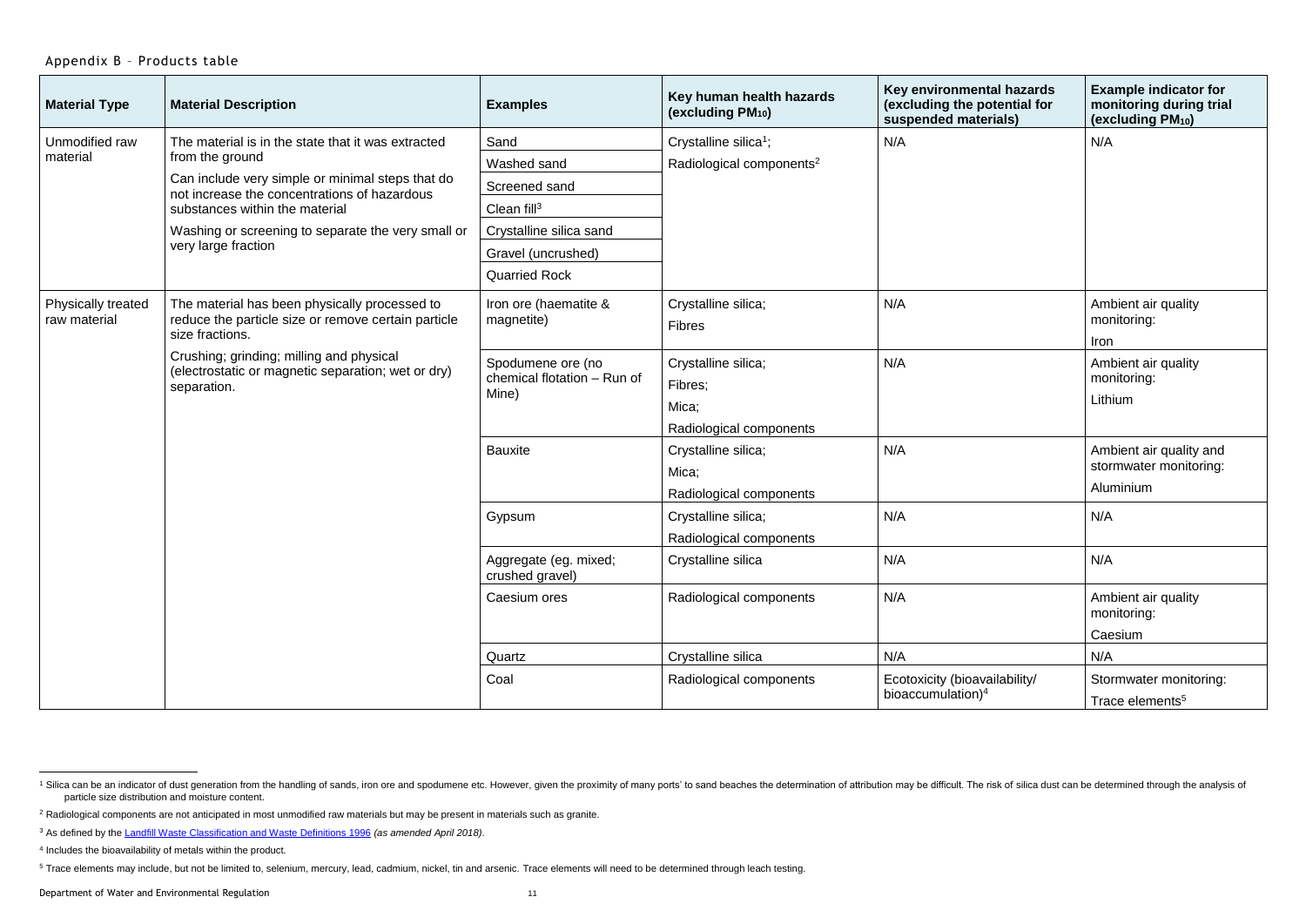Appendix B – Products table

| Material Type | Material Description | Examples | Key human health hazards (excluding $PM_{10}$) | Key environmental hazards (excluding the potential for suspended materials) | Example indicator for monitoring during trial (excluding $PM_{10}$) |
|---|---|---|---|---|---|
| Unmodified raw material | The material is in the state that it was extracted from the ground<br>Can include very simple or minimal steps that do not increase the concentrations of hazardous substances within the material<br>Washing or screening to separate the very small or very large fraction | Sand<br>Washed sand<br>Screened sand<br>Clean fill[3]<br>Crystalline silica sand<br>Gravel (uncrushed)<br>Quarried Rock | Crystalline silica[1];<br>Radiological components[2] | N/A | N/A |
| Physically treated raw material | The material has been physically processed to reduce the particle size or remove certain particle size fractions.<br>Crushing; grinding; milling and physical (electrostatic or magnetic separation; wet or dry) separation. | Iron ore (haematite & magnetite) | Crystalline silica;<br>Fibres | N/A | Ambient air quality monitoring:<br>Iron |
| | | Spodumene ore (no chemical flotation – Run of Mine) | Crystalline silica;<br>Fibres;<br>Mica;<br>Radiological components | N/A | Ambient air quality monitoring:<br>Lithium |
| | | Bauxite | Crystalline silica;<br>Mica;<br>Radiological components | N/A | Ambient air quality and stormwater monitoring:<br>Aluminium |
| | | Gypsum | Crystalline silica;<br>Radiological components | N/A | N/A |
| | | Aggregate (eg. mixed; crushed gravel) | Crystalline silica | N/A | N/A |
| | | Caesium ores | Radiological components | N/A | Ambient air quality monitoring:<br>Caesium |
| | | Quartz | Crystalline silica | N/A | N/A |
| | | Coal | Radiological components | Ecotoxicity (bioavailability/ bioaccumulation)[4] | Stormwater monitoring:<br>Trace elements[5] |

[1] Silica can be an indicator of dust generation from the handling of sands, iron ore and spodumene etc. However, given the proximity of many ports' to sand beaches the determination of attribution may be difficult. The risk of silica dust can be determined through the analysis of particle size distribution and moisture content.

[2] Radiological components are not anticipated in most unmodified raw materials but may be present in materials such as granite.

[3] As defined by the Landfill Waste Classification and Waste Definitions 1996 *(as amended April 2018)*.

[4] Includes the bioavailability of metals within the product.

[5] Trace elements may include, but not be limited to, selenium, mercury, lead, cadmium, nickel, tin and arsenic. Trace elements will need to be determined through leach testing.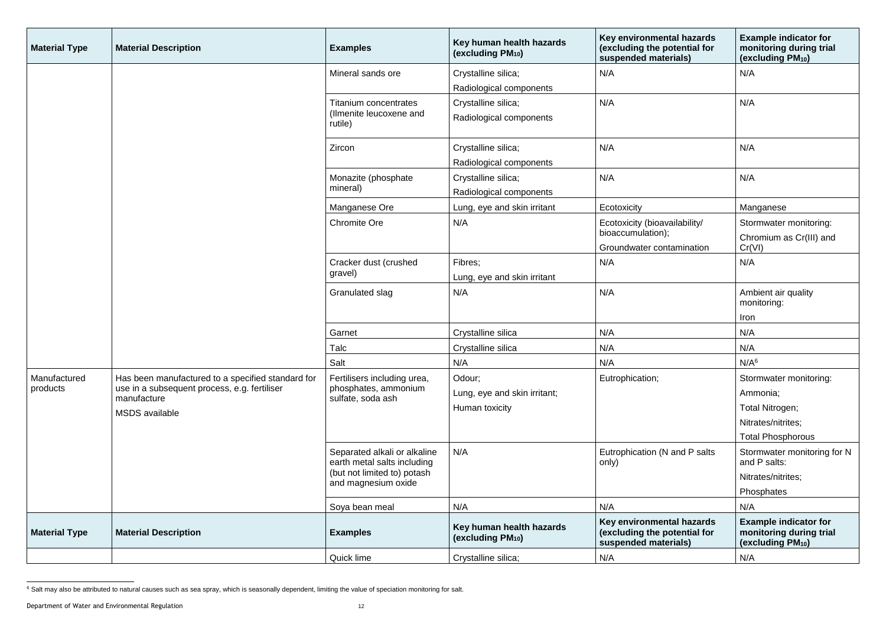| Material Type | Material Description | Examples | Key human health hazards (excluding $PM_{10}$) | Key environmental hazards (excluding the potential for suspended materials) | Example indicator for monitoring during trial (excluding $PM_{10}$) |
|---|---|---|---|---|---|
| | | Mineral sands ore | Crystalline silica; Radiological components | N/A | N/A |
| | | Titanium concentrates (Ilmenite leucoxene and rutile) | Crystalline silica; Radiological components | N/A | N/A |
| | | Zircon | Crystalline silica; Radiological components | N/A | N/A |
| | | Monazite (phosphate mineral) | Crystalline silica; Radiological components | N/A | N/A |
| | | Manganese Ore | Lung, eye and skin irritant | Ecotoxicity | Manganese |
| | | Chromite Ore | N/A | Ecotoxicity (bioavailability/ bioaccumulation); Groundwater contamination | Stormwater monitoring: Chromium as Cr(III) and Cr(VI) |
| | | Cracker dust (crushed gravel) | Fibres; Lung, eye and skin irritant | N/A | N/A |
| | | Granulated slag | N/A | N/A | Ambient air quality monitoring: Iron |
| | | Garnet | Crystalline silica | N/A | N/A |
| | | Talc | Crystalline silica | N/A | N/A |
| | | Salt | N/A | N/A | N/A[6] |
| Manufactured products | Has been manufactured to a specified standard for use in a subsequent process, e.g. fertiliser manufacture<br>MSDS available | Fertilisers including urea, phosphates, ammonium sulfate, soda ash | Odour; Lung, eye and skin irritant; Human toxicity | Eutrophication; | Stormwater monitoring: Ammonia; Total Nitrogen; Nitrates/nitrites; Total Phosphorous |
| | | Separated alkali or alkaline earth metal salts including (but not limited to) potash and magnesium oxide | N/A | Eutrophication (N and P salts only) | Stormwater monitoring for N and P salts: Nitrates/nitrites; Phosphates |
| | | Soya bean meal | N/A | N/A | N/A |
| | | Quick lime | Crystalline silica; | N/A | N/A |

[6] Salt may also be attributed to natural causes such as sea spray, which is seasonally dependent, limiting the value of speciation monitoring for salt.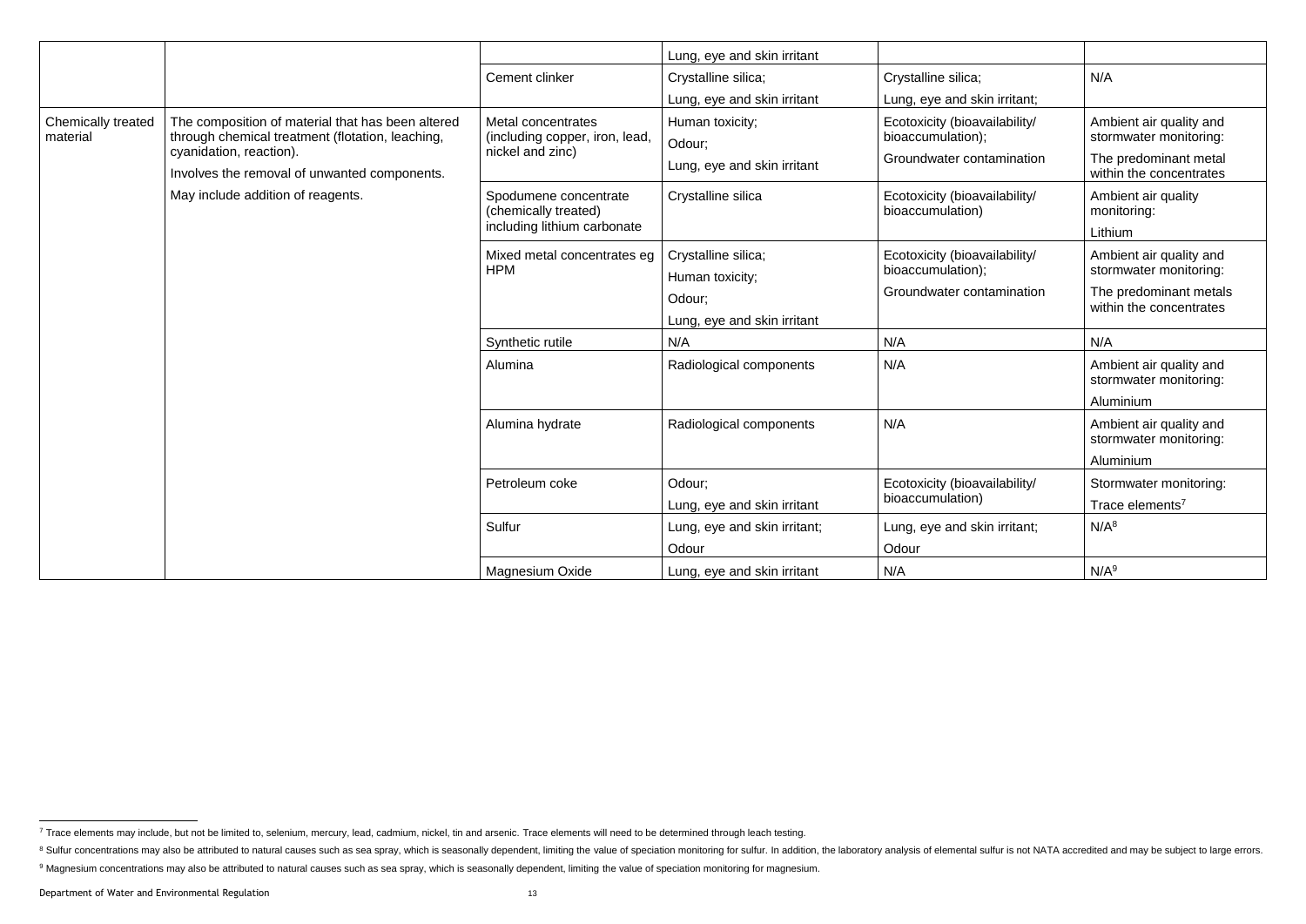| | | | | | |
|---|---|---|---|---|---|
| | | | Lung, eye and skin irritant | | |
| | | Cement clinker | Crystalline silica;<br>Lung, eye and skin irritant | Crystalline silica;<br>Lung, eye and skin irritant; | N/A |
| Chemically treated material | The composition of material that has been altered through chemical treatment (flotation, leaching, cyanidation, reaction).<br>Involves the removal of unwanted components.<br>May include addition of reagents. | Metal concentrates (including copper, iron, lead, nickel and zinc) | Human toxicity;<br>Odour;<br>Lung, eye and skin irritant | Ecotoxicity (bioavailability/ bioaccumulation);<br>Groundwater contamination | Ambient air quality and stormwater monitoring:<br>The predominant metal within the concentrates |
| | | Spodumene concentrate (chemically treated) including lithium carbonate | Crystalline silica | Ecotoxicity (bioavailability/ bioaccumulation) | Ambient air quality monitoring:<br>Lithium |
| | | Mixed metal concentrates eg HPM | Crystalline silica;<br>Human toxicity;<br>Odour;<br>Lung, eye and skin irritant | Ecotoxicity (bioavailability/ bioaccumulation);<br>Groundwater contamination | Ambient air quality and stormwater monitoring:<br>The predominant metals within the concentrates |
| | | Synthetic rutile | N/A | N/A | N/A |
| | | Alumina | Radiological components | N/A | Ambient air quality and stormwater monitoring:<br>Aluminium |
| | | Alumina hydrate | Radiological components | N/A | Ambient air quality and stormwater monitoring:<br>Aluminium |
| | | Petroleum coke | Odour;<br>Lung, eye and skin irritant | Ecotoxicity (bioavailability/ bioaccumulation) | Stormwater monitoring:<br>Trace elements[7] |
| | | Sulfur | Lung, eye and skin irritant;<br>Odour | Lung, eye and skin irritant;<br>Odour | N/A[8] |
| | | Magnesium Oxide | Lung, eye and skin irritant | N/A | N/A[9] |

[7] Trace elements may include, but not be limited to, selenium, mercury, lead, cadmium, nickel, tin and arsenic. Trace elements will need to be determined through leach testing.

[8] Sulfur concentrations may also be attributed to natural causes such as sea spray, which is seasonally dependent, limiting the value of speciation monitoring for sulfur. In addition, the laboratory analysis of elemental sulfur is not NATA accredited and may be subject to large errors.

[9] Magnesium concentrations may also be attributed to natural causes such as sea spray, which is seasonally dependent, limiting the value of speciation monitoring for magnesium.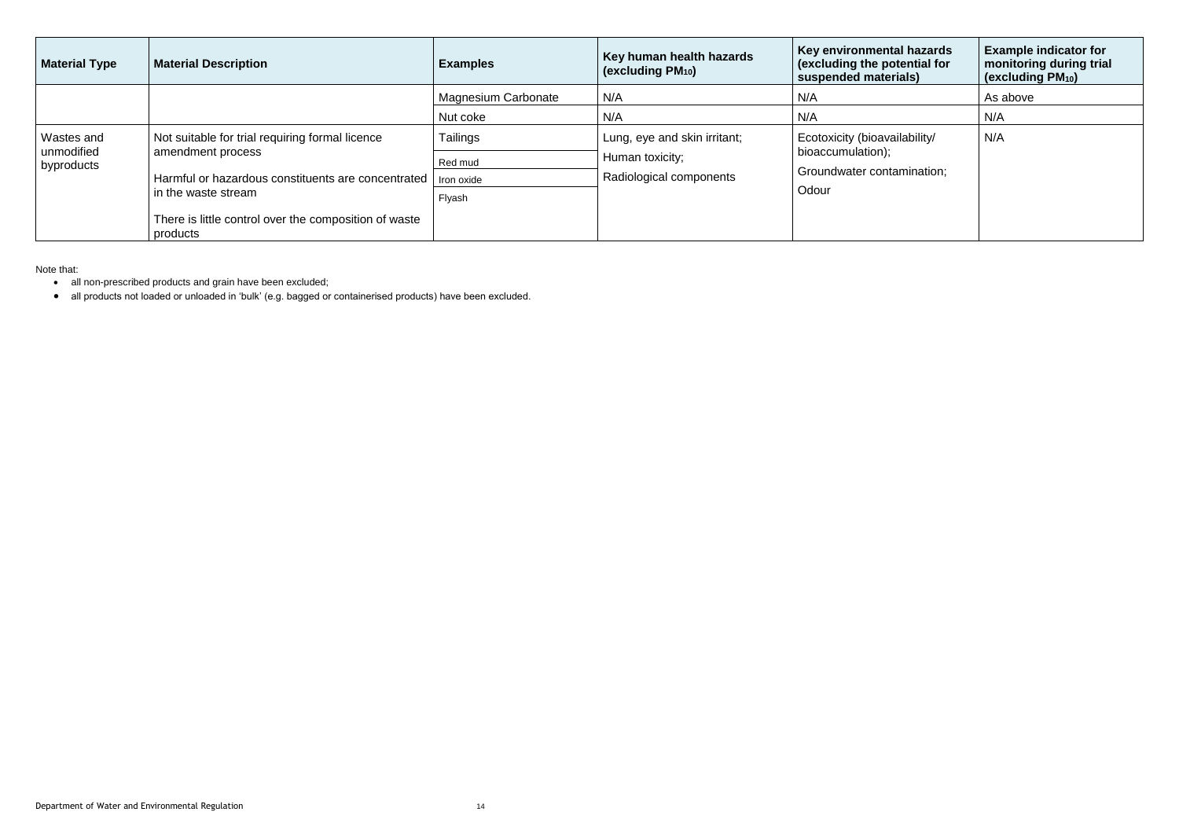| Material Type | Material Description | Examples | Key human health hazards (excluding $PM_{10}$) | Key environmental hazards (excluding the potential for suspended materials) | Example indicator for monitoring during trial (excluding $PM_{10}$) |
|---|---|---|---|---|---|
| | | Magnesium Carbonate | N/A | N/A | As above |
| | | Nut coke | N/A | N/A | N/A |
| Wastes and unmodified byproducts | Not suitable for trial requiring formal licence amendment process<br><br>Harmful or hazardous constituents are concentrated in the waste stream<br><br>There is little control over the composition of waste products | Tailings<br>Red mud<br>Iron oxide<br>Flyash | Lung, eye and skin irritant;<br>Human toxicity;<br>Radiological components | Ecotoxicity (bioavailability/ bioaccumulation);<br>Groundwater contamination;<br>Odour | N/A |

Note that:

- all non-prescribed products and grain have been excluded;
- all products not loaded or unloaded in 'bulk' (e.g. bagged or containerised products) have been excluded.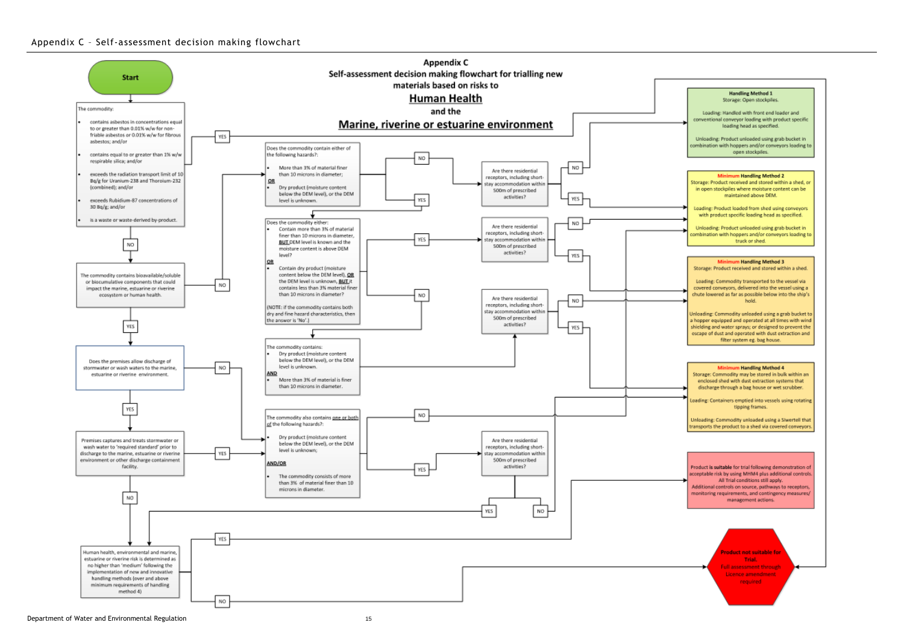## Appendix C – Self-assessment decision making flowchart

**Appendix C**

**Self-assessment decision making flowchart for trialling new materials based on risks to**

**Human Health**

**and the**

**Marine, riverine or estuarine environment**

Start

The commodity:

- contains asbestos in concentrations equal to or greater than 0.01% w/w for non-friable asbestos or 0.01% w/w for fibrous asbestos; and/or
- contains equal to or greater than 1% w/w respirable silica; and/or
- exceeds the radiation transport limit of 10 Bq/g for Uranium-238 and Thorium-232 (combined); and/or
- exceeds Rubidium-87 concentrations of 30 Bq/g; and/or
- is a waste or waste-derived by-product.

YES

NO

The commodity contains bioavailable/soluble or biocumulative components that could impact the marine, estuarine or riverine ecosystem or human health.

NO

YES

Does the premises allow discharge of stormwater or wash waters to the marine, estuarine or riverine environment.

NO

YES

Premises captures and treats stormwater or wash water to 'required standard' prior to discharge to the marine, estuarine or riverine environment or other discharge containment facility.

YES

NO

Human health, environmental and marine, estuarine or riverine risk is determined as no higher than 'medium' following the implementation of new and innovative handling methods (over and above minimum requirements of handling method 4)

YES

NO

Does the commodity contain either of the following hazards?:

- More than 3% of material finer than 10 microns in diameter;

**OR**

- Dry product (moisture content below the DEM level), or the DEM level is unknown.

NO

YES

Does the commodity either:

- Contain more than 3% of material finer than 10 microns in diameter, **BUT** DEM level is known and the moisture content is above DEM level?

**OR**

- Contain dry product (moisture content below the DEM level), **OR** the DEM level is unknown, **BUT** it contains less than 3% material finer than 10 microns in diameter?

(NOTE: if the commodity contains both dry and fine hazard characteristics, then the answer is 'No'.)

YES

NO

The commodity contains:

- Dry product (moisture content below the DEM level), or the DEM level is unknown.

**AND**

- More than 3% of material is finer than 10 microns in diameter.

The commodity also contains one or both of the following hazards?:

- Dry product (moisture content below the DEM level), or the DEM level is unknown;

**AND/OR**

- The commodity consists of more than 3% of material finer than 10 microns in diameter.

NO

YES

Are there residential receptors, including short-stay accommodation within 500m of prescribed activities?

NO

YES

Are there residential receptors, including short-stay accommodation within 500m of prescribed activities?

NO

YES

Are there residential receptors, including short-stay accommodation within 500m of prescribed activities?

NO

YES

Are there residential receptors, including short-stay accommodation within 500m of prescribed activities?

YES

NO

**Handling Method 1**
Storage: Open stockpiles.

Loading: Handled with front end loader and conventional conveyor loading with product specific loading head as specified.

Unloading: Product unloaded using grab bucket in combination with hoppers and/or conveyors loading to open stockpiles.

**Minimum Handling Method 2**
Storage: Product received and stored within a shed, or in open stockpiles where moisture content can be maintained above DEM.

Loading: Product loaded from shed using conveyors with product specific loading head as specified.

Unloading: Product unloaded using grab bucket in combination with hoppers and/or conveyors loading to truck or shed.

**Minimum Handling Method 3**
Storage: Product received and stored within a shed.

Loading: Commodity transported to the vessel via covered conveyors, delivered into the vessel using a chute lowered as far as possible below into the ship's hold.

Unloading: Commodity unloaded using a grab bucket to a hopper equipped and operated at all times with wind shielding and water sprays; or designed to prevent the escape of dust and operated with dust extraction and filter system eg. bag house.

**Minimum Handling Method 4**
Storage: Commodity may be stored in bulk within an enclosed shed with dust extraction systems that discharge through a bag house or wet scrubber.

Loading: Containers emptied into vessels using rotating tipping frames.

Unloading: Commodity unloaded using a Siwertell that transports the product to a shed via covered conveyors.

Product **is suitable** for trial following demonstration of acceptable risk by using MHM4 plus additional controls. All Trial conditions still apply.
Additional controls on source, pathways to receptors, monitoring requirements, and contingency measures/ management actions.

**Product not suitable for Trial.**
Full assessment through Licence amendment required

Department of Water and Environmental Regulation